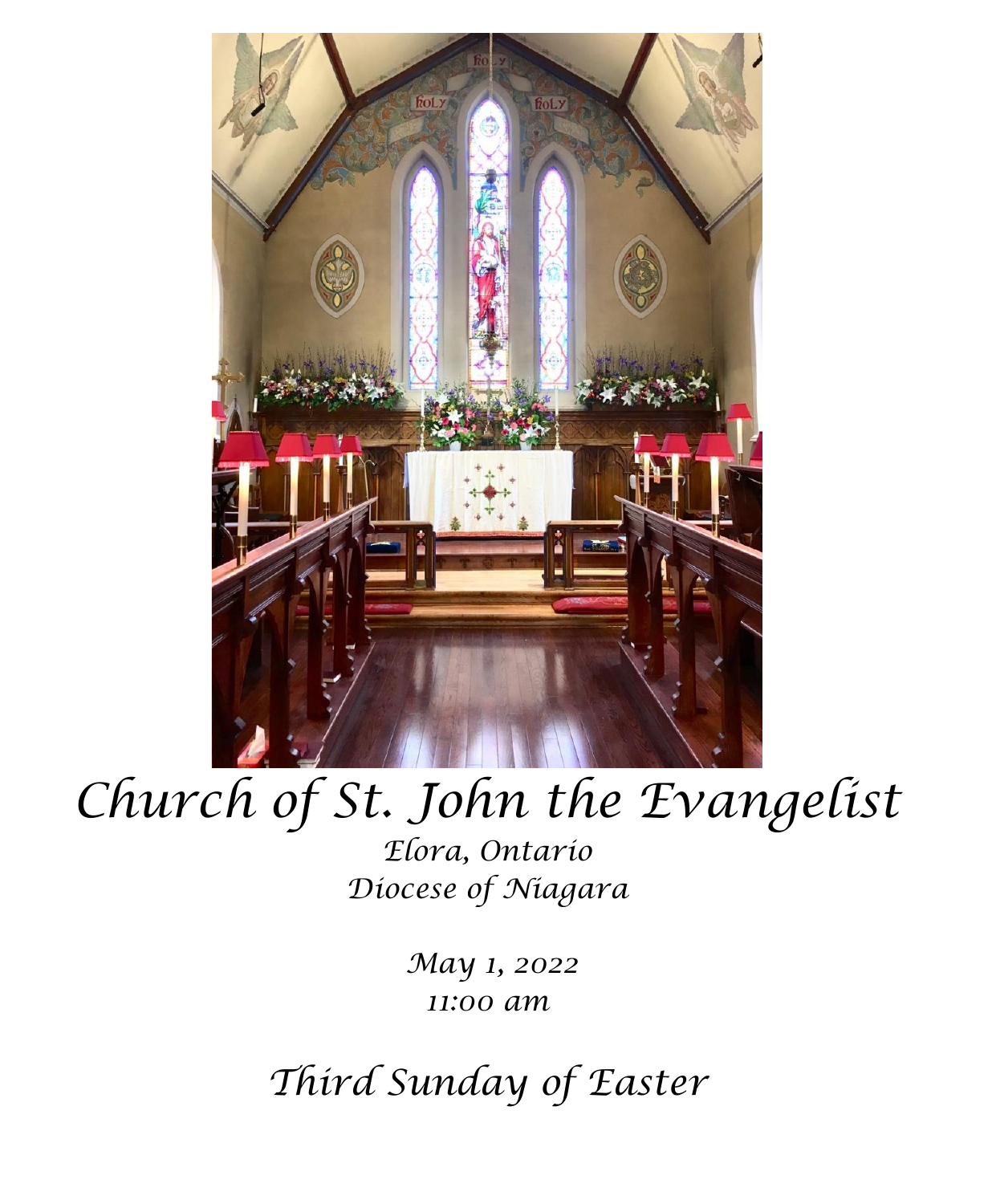# Church of St. John the Evangelist

*Elora, Ontario*
*Diocese of Niagara*

*May 1, 2022*
*11:00 am*

## *Third Sunday of Easter*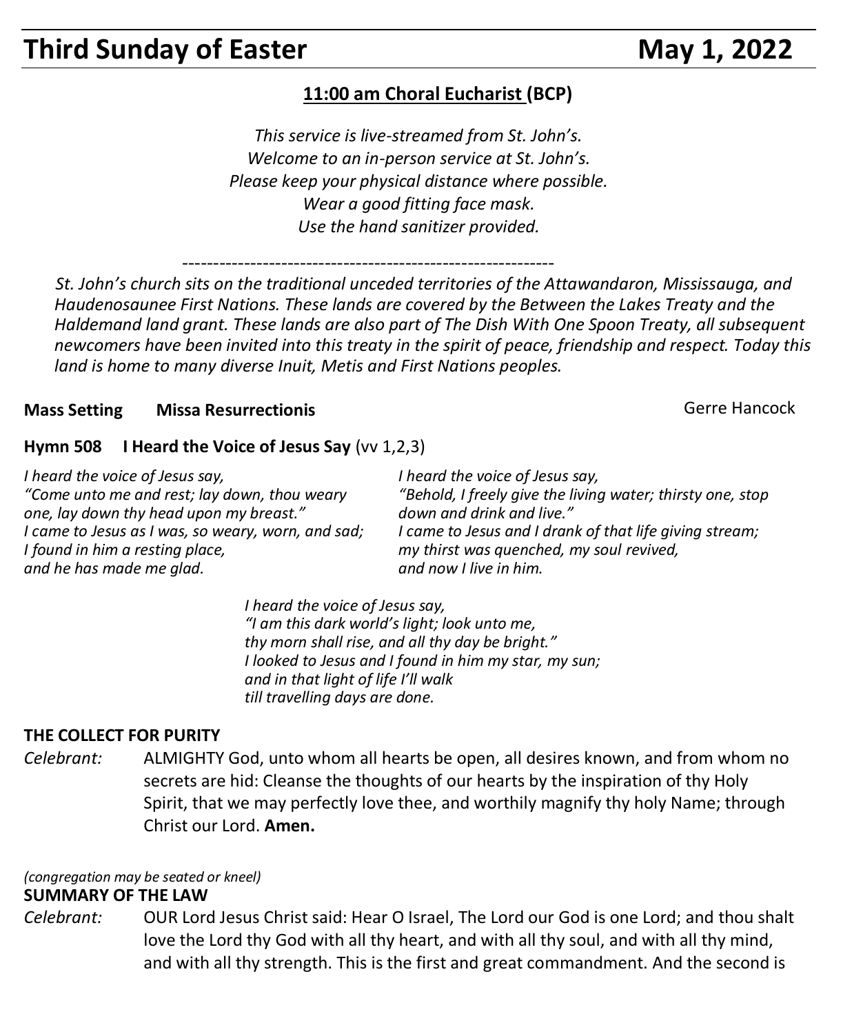# Third Sunday of Easter May 1, 2022

## 11:00 am Choral Eucharist (BCP)

*This service is live-streamed from St. John's.*
*Welcome to an in-person service at St. John's.*
*Please keep your physical distance where possible.*
*Wear a good fitting face mask.*
*Use the hand sanitizer provided.*

---

*St. John's church sits on the traditional unceded territories of the Attawandaron, Mississauga, and Haudenosaunee First Nations. These lands are covered by the Between the Lakes Treaty and the Haldemand land grant. These lands are also part of The Dish With One Spoon Treaty, all subsequent newcomers have been invited into this treaty in the spirit of peace, friendship and respect. Today this land is home to many diverse Inuit, Metis and First Nations peoples.*

**Mass Setting Missa Resurrectionis** Gerre Hancock

**Hymn 508 I Heard the Voice of Jesus Say** (vv 1,2,3)

*I heard the voice of Jesus say,*
*"Come unto me and rest; lay down, thou weary one, lay down thy head upon my breast."*
*I came to Jesus as I was, so weary, worn, and sad;*
*I found in him a resting place,*
*and he has made me glad.*

*I heard the voice of Jesus say,*
*"Behold, I freely give the living water; thirsty one, stop down and drink and live."*
*I came to Jesus and I drank of that life giving stream;*
*my thirst was quenched, my soul revived,*
*and now I live in him.*

*I heard the voice of Jesus say,*
*"I am this dark world's light; look unto me,*
*thy morn shall rise, and all thy day be bright."*
*I looked to Jesus and I found in him my star, my sun;*
*and in that light of life I'll walk*
*till travelling days are done.*

**THE COLLECT FOR PURITY**

*Celebrant:* ALMIGHTY God, unto whom all hearts be open, all desires known, and from whom no secrets are hid: Cleanse the thoughts of our hearts by the inspiration of thy Holy Spirit, that we may perfectly love thee, and worthily magnify thy holy Name; through Christ our Lord. **Amen.**

*(congregation may be seated or kneel)*

**SUMMARY OF THE LAW**

*Celebrant:* OUR Lord Jesus Christ said: Hear O Israel, The Lord our God is one Lord; and thou shalt love the Lord thy God with all thy heart, and with all thy soul, and with all thy mind, and with all thy strength. This is the first and great commandment. And the second is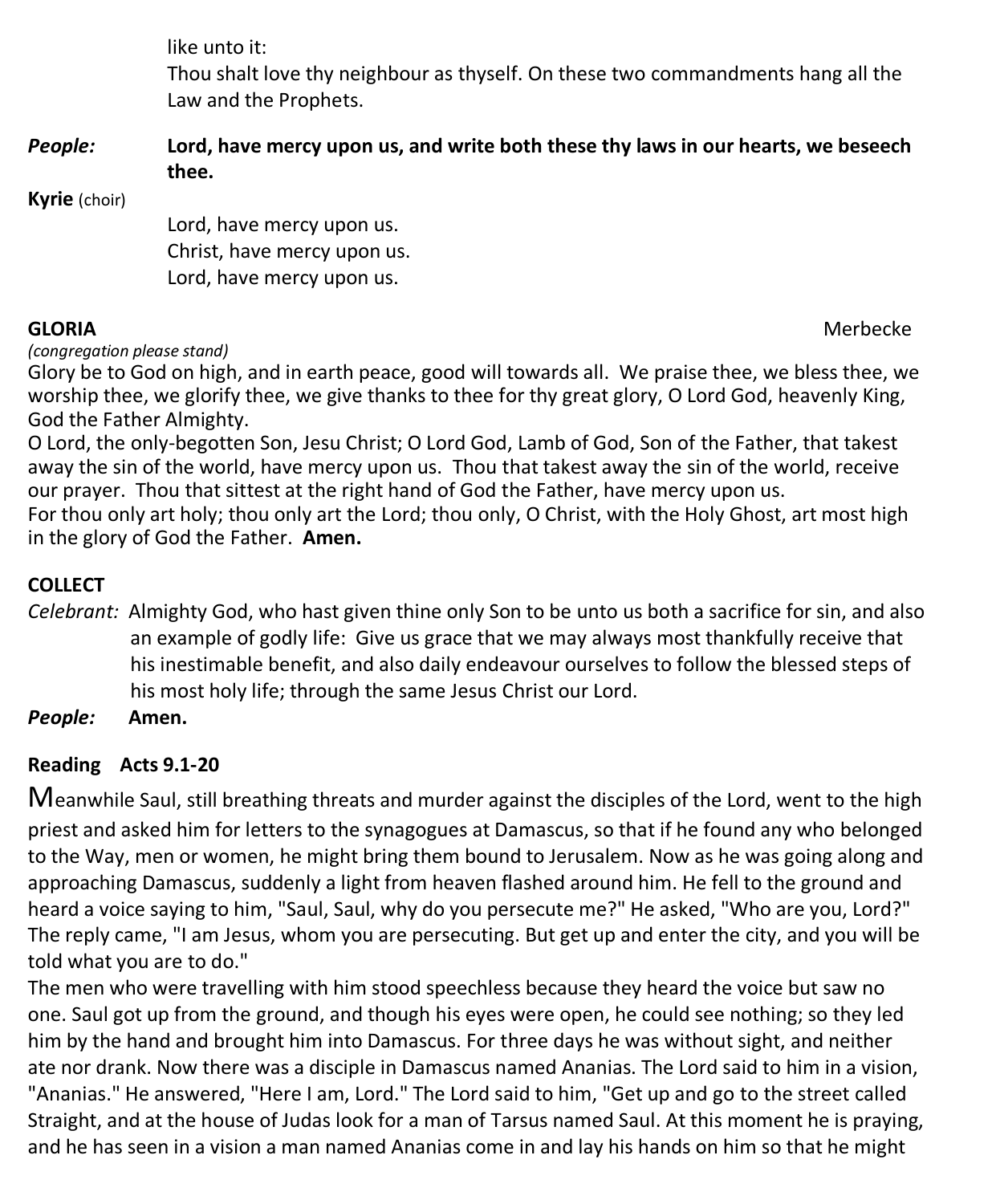like unto it:
Thou shalt love thy neighbour as thyself. On these two commandments hang all the Law and the Prophets.

*People:* **Lord, have mercy upon us, and write both these thy laws in our hearts, we beseech thee.**

**Kyrie** (choir)

Lord, have mercy upon us.
Christ, have mercy upon us.
Lord, have mercy upon us.

**GLORIA** Merbecke

*(congregation please stand)*

Glory be to God on high, and in earth peace, good will towards all. We praise thee, we bless thee, we worship thee, we glorify thee, we give thanks to thee for thy great glory, O Lord God, heavenly King, God the Father Almighty.
O Lord, the only-begotten Son, Jesu Christ; O Lord God, Lamb of God, Son of the Father, that takest away the sin of the world, have mercy upon us. Thou that takest away the sin of the world, receive our prayer. Thou that sittest at the right hand of God the Father, have mercy upon us.
For thou only art holy; thou only art the Lord; thou only, O Christ, with the Holy Ghost, art most high in the glory of God the Father. **Amen.**

**COLLECT**

*Celebrant:* Almighty God, who hast given thine only Son to be unto us both a sacrifice for sin, and also an example of godly life: Give us grace that we may always most thankfully receive that his inestimable benefit, and also daily endeavour ourselves to follow the blessed steps of his most holy life; through the same Jesus Christ our Lord.

*People:* **Amen.**

**Reading Acts 9.1-20**

Meanwhile Saul, still breathing threats and murder against the disciples of the Lord, went to the high priest and asked him for letters to the synagogues at Damascus, so that if he found any who belonged to the Way, men or women, he might bring them bound to Jerusalem. Now as he was going along and approaching Damascus, suddenly a light from heaven flashed around him. He fell to the ground and heard a voice saying to him, "Saul, Saul, why do you persecute me?" He asked, "Who are you, Lord?" The reply came, "I am Jesus, whom you are persecuting. But get up and enter the city, and you will be told what you are to do."
The men who were travelling with him stood speechless because they heard the voice but saw no one. Saul got up from the ground, and though his eyes were open, he could see nothing; so they led him by the hand and brought him into Damascus. For three days he was without sight, and neither ate nor drank. Now there was a disciple in Damascus named Ananias. The Lord said to him in a vision, "Ananias." He answered, "Here I am, Lord." The Lord said to him, "Get up and go to the street called Straight, and at the house of Judas look for a man of Tarsus named Saul. At this moment he is praying, and he has seen in a vision a man named Ananias come in and lay his hands on him so that he might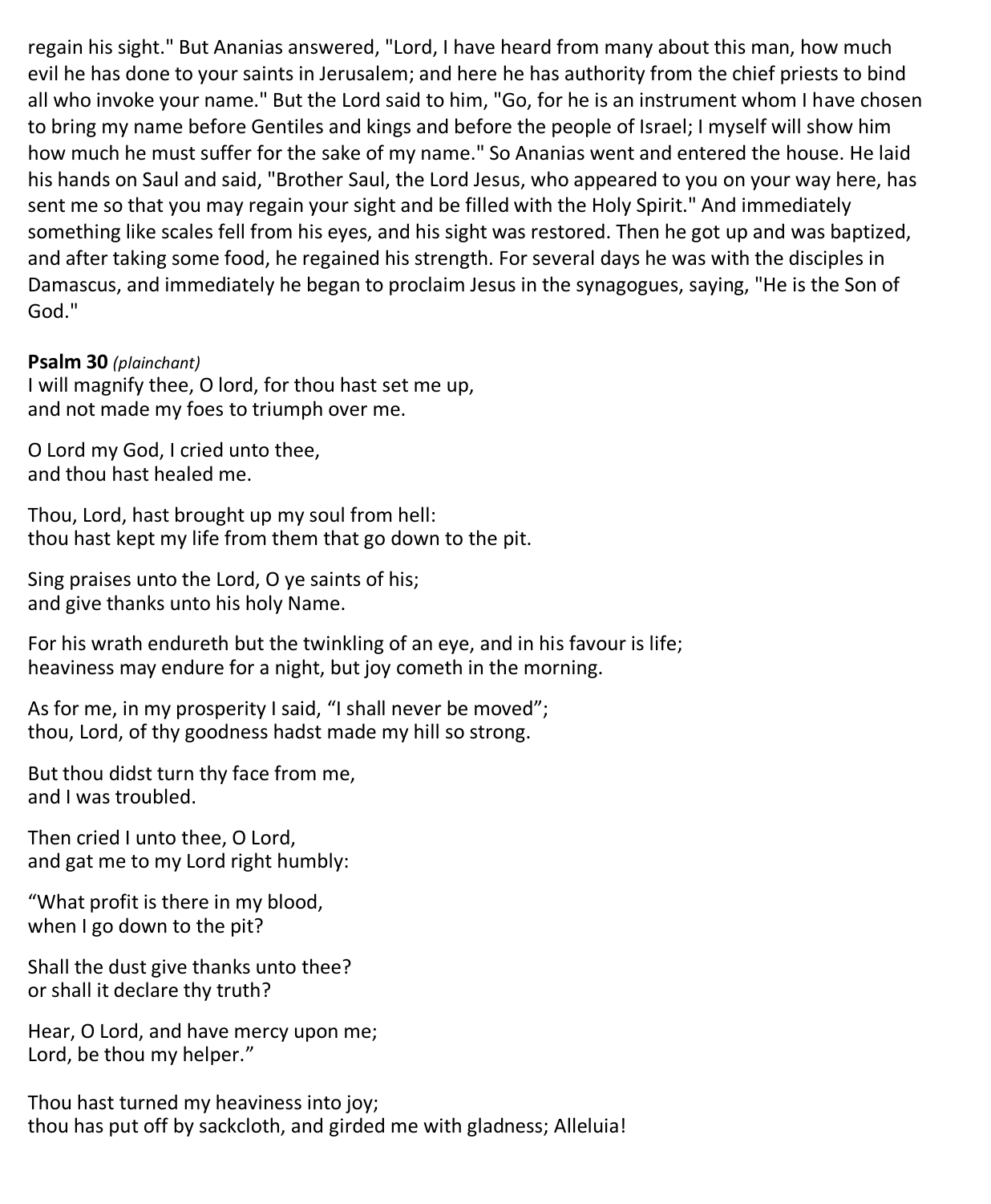regain his sight." But Ananias answered, "Lord, I have heard from many about this man, how much evil he has done to your saints in Jerusalem; and here he has authority from the chief priests to bind all who invoke your name." But the Lord said to him, "Go, for he is an instrument whom I have chosen to bring my name before Gentiles and kings and before the people of Israel; I myself will show him how much he must suffer for the sake of my name." So Ananias went and entered the house. He laid his hands on Saul and said, "Brother Saul, the Lord Jesus, who appeared to you on your way here, has sent me so that you may regain your sight and be filled with the Holy Spirit." And immediately something like scales fell from his eyes, and his sight was restored. Then he got up and was baptized, and after taking some food, he regained his strength. For several days he was with the disciples in Damascus, and immediately he began to proclaim Jesus in the synagogues, saying, "He is the Son of God."

**Psalm 30** *(plainchant)*

I will magnify thee, O lord, for thou hast set me up,
and not made my foes to triumph over me.

O Lord my God, I cried unto thee,
and thou hast healed me.

Thou, Lord, hast brought up my soul from hell:
thou hast kept my life from them that go down to the pit.

Sing praises unto the Lord, O ye saints of his;
and give thanks unto his holy Name.

For his wrath endureth but the twinkling of an eye, and in his favour is life;
heaviness may endure for a night, but joy cometh in the morning.

As for me, in my prosperity I said, “I shall never be moved”;
thou, Lord, of thy goodness hadst made my hill so strong.

But thou didst turn thy face from me,
and I was troubled.

Then cried I unto thee, O Lord,
and gat me to my Lord right humbly:

“What profit is there in my blood,
when I go down to the pit?

Shall the dust give thanks unto thee?
or shall it declare thy truth?

Hear, O Lord, and have mercy upon me;
Lord, be thou my helper.”

Thou hast turned my heaviness into joy;
thou has put off by sackcloth, and girded me with gladness; Alleluia!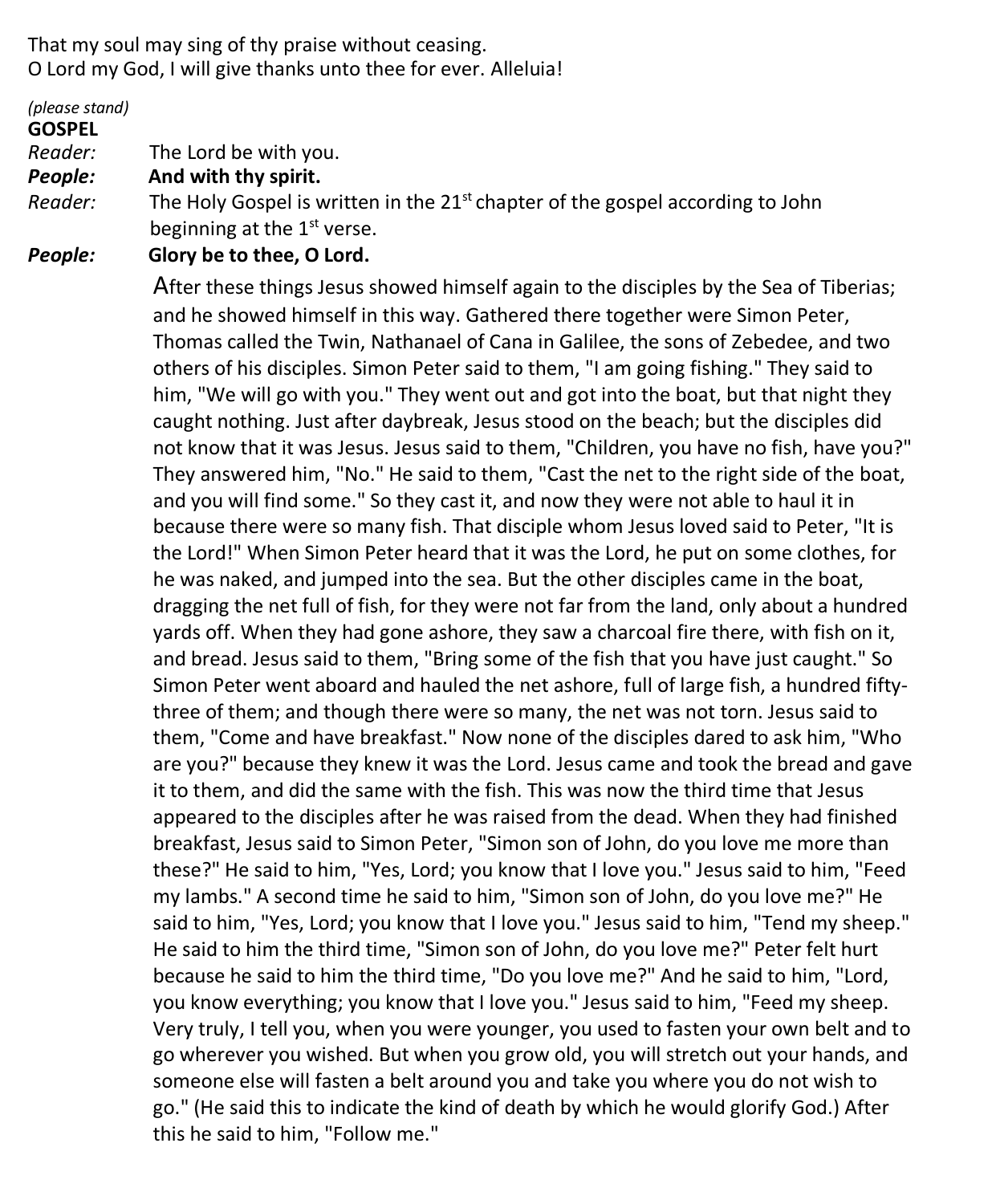That my soul may sing of thy praise without ceasing.
O Lord my God, I will give thanks unto thee for ever. Alleluia!

*(please stand)*

**GOSPEL**

*Reader:* The Lord be with you.

***People:*** **And with thy spirit.**

*Reader:* The Holy Gospel is written in the 21st chapter of the gospel according to John beginning at the 1st verse.

***People:*** **Glory be to thee, O Lord.**

After these things Jesus showed himself again to the disciples by the Sea of Tiberias; and he showed himself in this way. Gathered there together were Simon Peter, Thomas called the Twin, Nathanael of Cana in Galilee, the sons of Zebedee, and two others of his disciples. Simon Peter said to them, "I am going fishing." They said to him, "We will go with you." They went out and got into the boat, but that night they caught nothing. Just after daybreak, Jesus stood on the beach; but the disciples did not know that it was Jesus. Jesus said to them, "Children, you have no fish, have you?" They answered him, "No." He said to them, "Cast the net to the right side of the boat, and you will find some." So they cast it, and now they were not able to haul it in because there were so many fish. That disciple whom Jesus loved said to Peter, "It is the Lord!" When Simon Peter heard that it was the Lord, he put on some clothes, for he was naked, and jumped into the sea. But the other disciples came in the boat, dragging the net full of fish, for they were not far from the land, only about a hundred yards off. When they had gone ashore, they saw a charcoal fire there, with fish on it, and bread. Jesus said to them, "Bring some of the fish that you have just caught." So Simon Peter went aboard and hauled the net ashore, full of large fish, a hundred fifty-three of them; and though there were so many, the net was not torn. Jesus said to them, "Come and have breakfast." Now none of the disciples dared to ask him, "Who are you?" because they knew it was the Lord. Jesus came and took the bread and gave it to them, and did the same with the fish. This was now the third time that Jesus appeared to the disciples after he was raised from the dead. When they had finished breakfast, Jesus said to Simon Peter, "Simon son of John, do you love me more than these?" He said to him, "Yes, Lord; you know that I love you." Jesus said to him, "Feed my lambs." A second time he said to him, "Simon son of John, do you love me?" He said to him, "Yes, Lord; you know that I love you." Jesus said to him, "Tend my sheep." He said to him the third time, "Simon son of John, do you love me?" Peter felt hurt because he said to him the third time, "Do you love me?" And he said to him, "Lord, you know everything; you know that I love you." Jesus said to him, "Feed my sheep. Very truly, I tell you, when you were younger, you used to fasten your own belt and to go wherever you wished. But when you grow old, you will stretch out your hands, and someone else will fasten a belt around you and take you where you do not wish to go." (He said this to indicate the kind of death by which he would glorify God.) After this he said to him, "Follow me."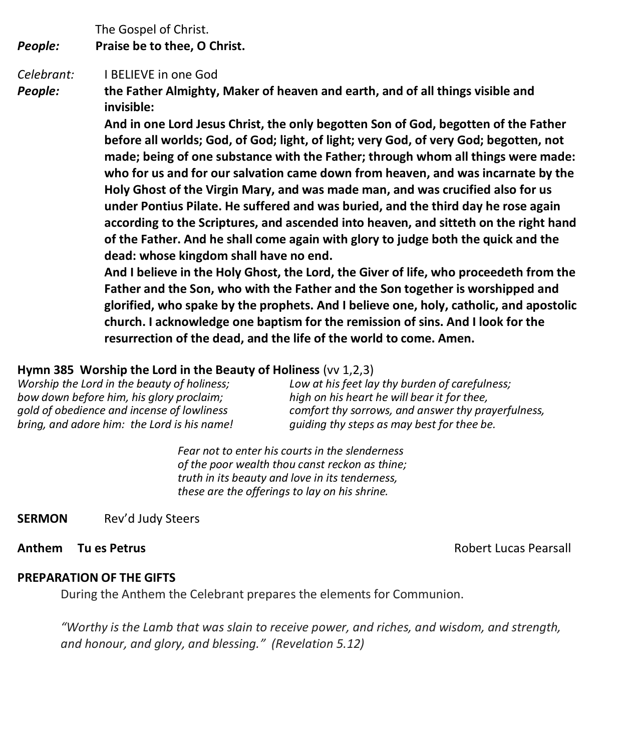The Gospel of Christ.

***People:*** **Praise be to thee, O Christ.**

*Celebrant:* I BELIEVE in one God

***People:*** **the Father Almighty, Maker of heaven and earth, and of all things visible and invisible:**

**And in one Lord Jesus Christ, the only begotten Son of God, begotten of the Father before all worlds; God, of God; light, of light; very God, of very God; begotten, not made; being of one substance with the Father; through whom all things were made: who for us and for our salvation came down from heaven, and was incarnate by the Holy Ghost of the Virgin Mary, and was made man, and was crucified also for us under Pontius Pilate. He suffered and was buried, and the third day he rose again according to the Scriptures, and ascended into heaven, and sitteth on the right hand of the Father. And he shall come again with glory to judge both the quick and the dead: whose kingdom shall have no end.**

**And I believe in the Holy Ghost, the Lord, the Giver of life, who proceedeth from the Father and the Son, who with the Father and the Son together is worshipped and glorified, who spake by the prophets. And I believe one, holy, catholic, and apostolic church. I acknowledge one baptism for the remission of sins. And I look for the resurrection of the dead, and the life of the world to come. Amen.**

**Hymn 385 Worship the Lord in the Beauty of Holiness** (vv 1,2,3)

*Worship the Lord in the beauty of holiness;*
*bow down before him, his glory proclaim;*
*gold of obedience and incense of lowliness*
*bring, and adore him: the Lord is his name!*

*Low at his feet lay thy burden of carefulness;*
*high on his heart he will bear it for thee,*
*comfort thy sorrows, and answer thy prayerfulness,*
*guiding thy steps as may best for thee be.*

*Fear not to enter his courts in the slenderness*
*of the poor wealth thou canst reckon as thine;*
*truth in its beauty and love in its tenderness,*
*these are the offerings to lay on his shrine.*

**SERMON** Rev'd Judy Steers

**Anthem Tu es Petrus** Robert Lucas Pearsall

**PREPARATION OF THE GIFTS**

During the Anthem the Celebrant prepares the elements for Communion.

*"Worthy is the Lamb that was slain to receive power, and riches, and wisdom, and strength, and honour, and glory, and blessing." (Revelation 5.12)*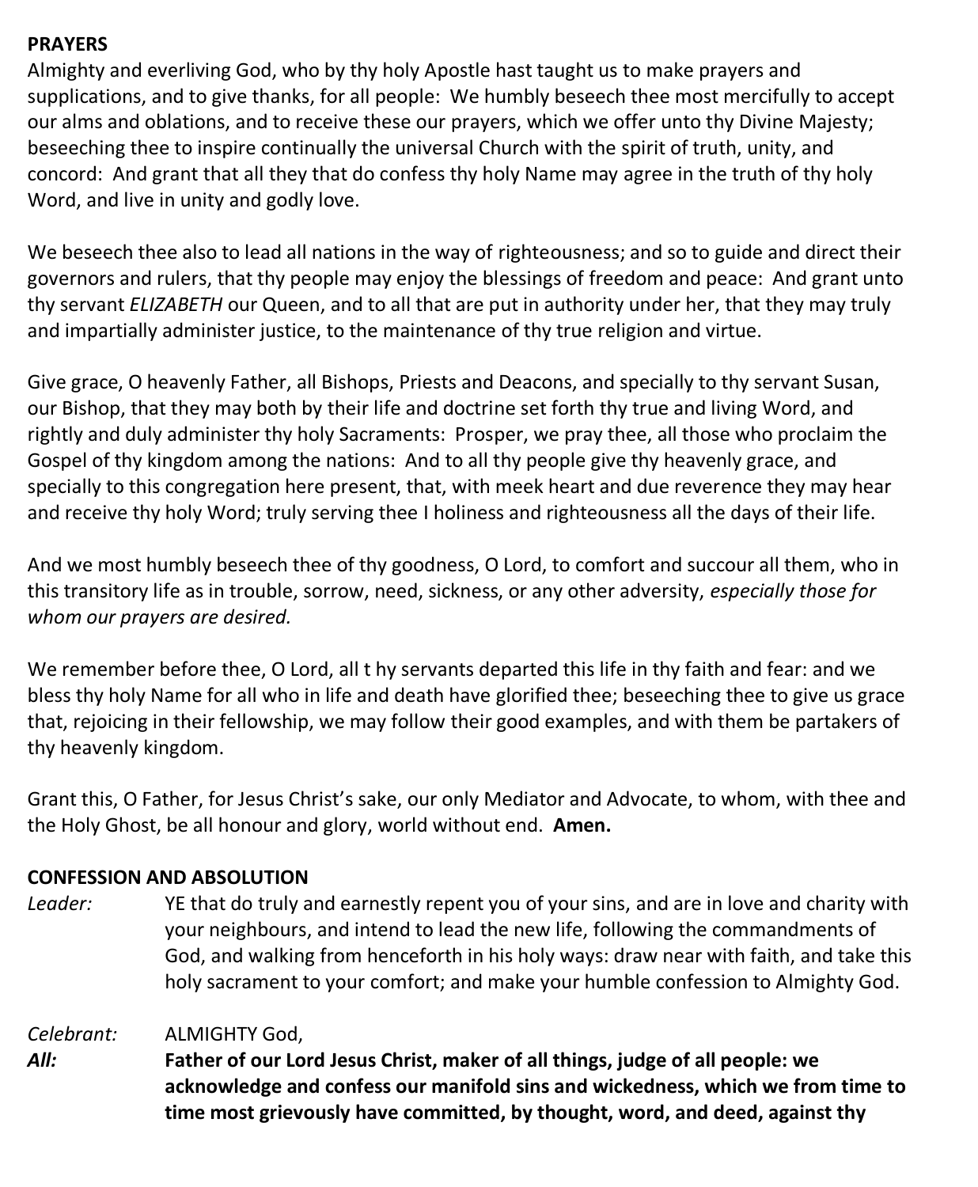**PRAYERS**

Almighty and everliving God, who by thy holy Apostle hast taught us to make prayers and supplications, and to give thanks, for all people: We humbly beseech thee most mercifully to accept our alms and oblations, and to receive these our prayers, which we offer unto thy Divine Majesty; beseeching thee to inspire continually the universal Church with the spirit of truth, unity, and concord: And grant that all they that do confess thy holy Name may agree in the truth of thy holy Word, and live in unity and godly love.

We beseech thee also to lead all nations in the way of righteousness; and so to guide and direct their governors and rulers, that thy people may enjoy the blessings of freedom and peace: And grant unto thy servant *ELIZABETH* our Queen, and to all that are put in authority under her, that they may truly and impartially administer justice, to the maintenance of thy true religion and virtue.

Give grace, O heavenly Father, all Bishops, Priests and Deacons, and specially to thy servant Susan, our Bishop, that they may both by their life and doctrine set forth thy true and living Word, and rightly and duly administer thy holy Sacraments: Prosper, we pray thee, all those who proclaim the Gospel of thy kingdom among the nations: And to all thy people give thy heavenly grace, and specially to this congregation here present, that, with meek heart and due reverence they may hear and receive thy holy Word; truly serving thee I holiness and righteousness all the days of their life.

And we most humbly beseech thee of thy goodness, O Lord, to comfort and succour all them, who in this transitory life as in trouble, sorrow, need, sickness, or any other adversity, *especially those for whom our prayers are desired.*

We remember before thee, O Lord, all t hy servants departed this life in thy faith and fear: and we bless thy holy Name for all who in life and death have glorified thee; beseeching thee to give us grace that, rejoicing in their fellowship, we may follow their good examples, and with them be partakers of thy heavenly kingdom.

Grant this, O Father, for Jesus Christ's sake, our only Mediator and Advocate, to whom, with thee and the Holy Ghost, be all honour and glory, world without end. **Amen.**

**CONFESSION AND ABSOLUTION**

*Leader:* YE that do truly and earnestly repent you of your sins, and are in love and charity with your neighbours, and intend to lead the new life, following the commandments of God, and walking from henceforth in his holy ways: draw near with faith, and take this holy sacrament to your comfort; and make your humble confession to Almighty God.

*Celebrant:* ALMIGHTY God,

***All:*** **Father of our Lord Jesus Christ, maker of all things, judge of all people: we acknowledge and confess our manifold sins and wickedness, which we from time to time most grievously have committed, by thought, word, and deed, against thy**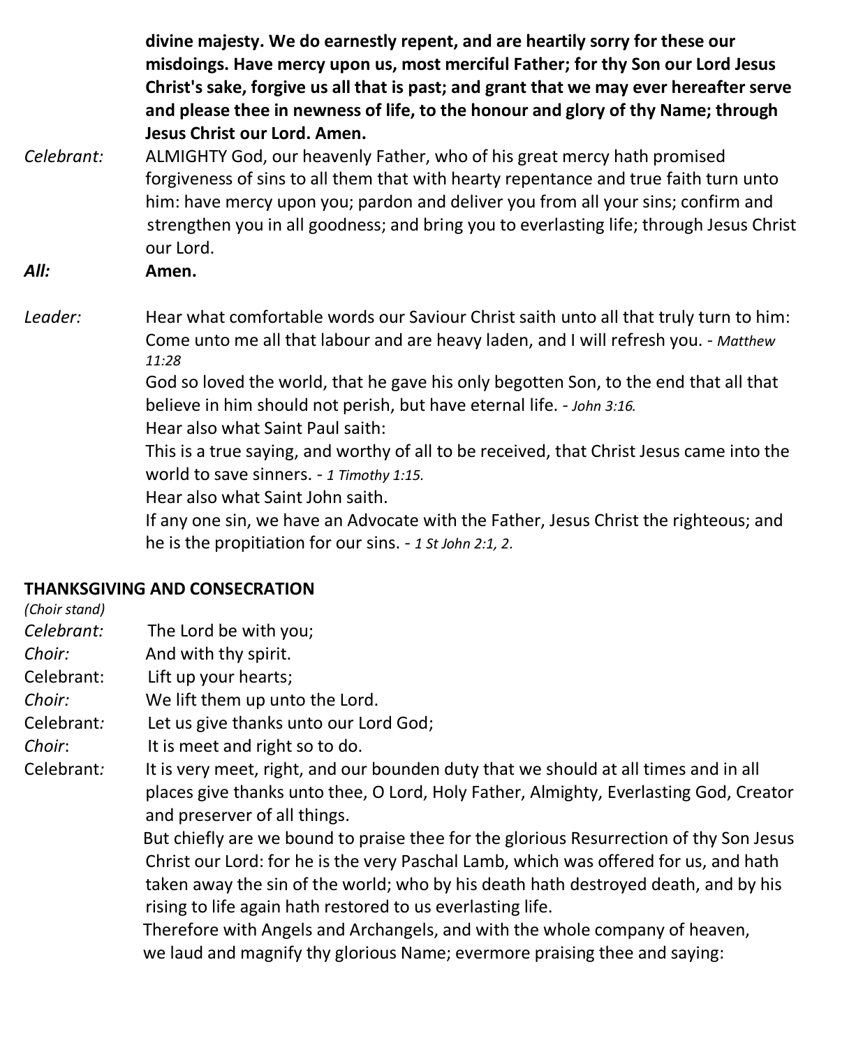**divine majesty. We do earnestly repent, and are heartily sorry for these our misdoings. Have mercy upon us, most merciful Father; for thy Son our Lord Jesus Christ's sake, forgive us all that is past; and grant that we may ever hereafter serve and please thee in newness of life, to the honour and glory of thy Name; through Jesus Christ our Lord. Amen.**

*Celebrant:* ALMIGHTY God, our heavenly Father, who of his great mercy hath promised forgiveness of sins to all them that with hearty repentance and true faith turn unto him: have mercy upon you; pardon and deliver you from all your sins; confirm and strengthen you in all goodness; and bring you to everlasting life; through Jesus Christ our Lord.

***All:*** **Amen.**

*Leader:* Hear what comfortable words our Saviour Christ saith unto all that truly turn to him:

Come unto me all that labour and are heavy laden, and I will refresh you. - *Matthew 11:28*

God so loved the world, that he gave his only begotten Son, to the end that all that believe in him should not perish, but have eternal life. - *John 3:16.*

Hear also what Saint Paul saith:

This is a true saying, and worthy of all to be received, that Christ Jesus came into the world to save sinners. - *1 Timothy 1:15.*

Hear also what Saint John saith.

If any one sin, we have an Advocate with the Father, Jesus Christ the righteous; and he is the propitiation for our sins. - *1 St John 2:1, 2.*

**THANKSGIVING AND CONSECRATION**

*(Choir stand)*

*Celebrant:* The Lord be with you;

*Choir:* And with thy spirit.

Celebrant: Lift up your hearts;

*Choir:* We lift them up unto the Lord.

Celebrant*:* Let us give thanks unto our Lord God;

*Choir*: It is meet and right so to do.

Celebrant*:* It is very meet, right, and our bounden duty that we should at all times and in all places give thanks unto thee, O Lord, Holy Father, Almighty, Everlasting God, Creator and preserver of all things.

But chiefly are we bound to praise thee for the glorious Resurrection of thy Son Jesus Christ our Lord: for he is the very Paschal Lamb, which was offered for us, and hath taken away the sin of the world; who by his death hath destroyed death, and by his rising to life again hath restored to us everlasting life.

Therefore with Angels and Archangels, and with the whole company of heaven, we laud and magnify thy glorious Name; evermore praising thee and saying: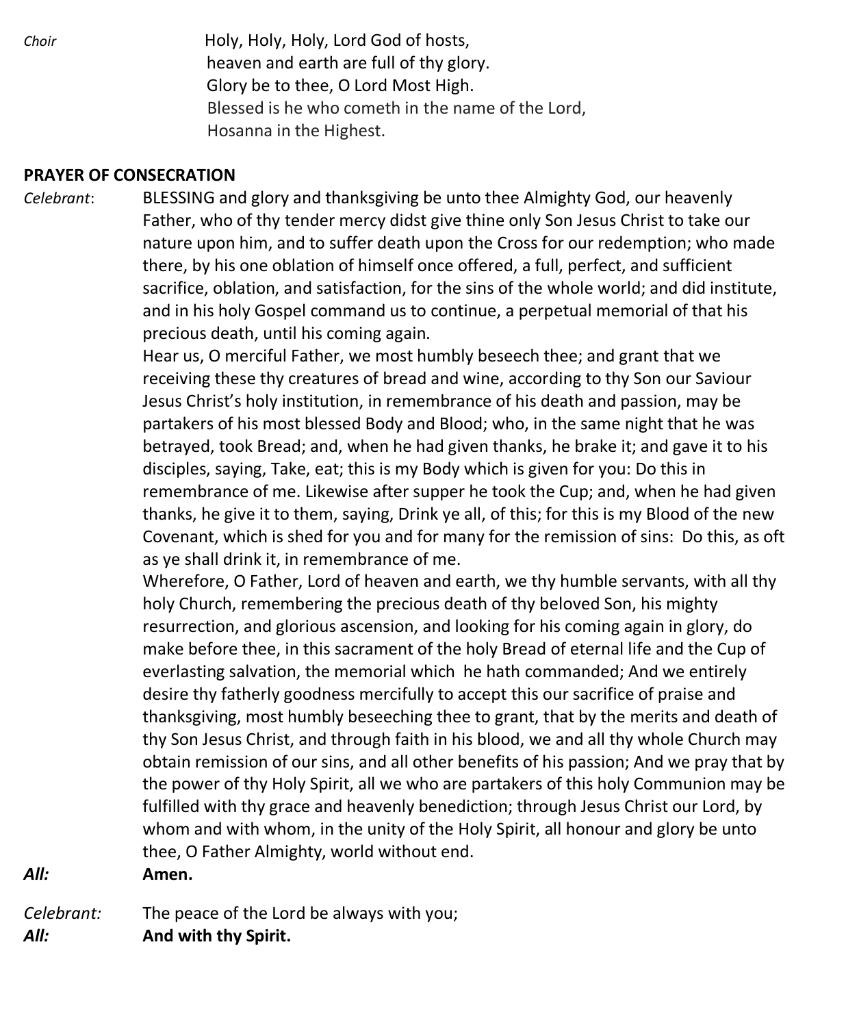*Choir*

Holy, Holy, Holy, Lord God of hosts,
heaven and earth are full of thy glory.
Glory be to thee, O Lord Most High.
Blessed is he who cometh in the name of the Lord,
Hosanna in the Highest.

**PRAYER OF CONSECRATION**

*Celebrant*: BLESSING and glory and thanksgiving be unto thee Almighty God, our heavenly Father, who of thy tender mercy didst give thine only Son Jesus Christ to take our nature upon him, and to suffer death upon the Cross for our redemption; who made there, by his one oblation of himself once offered, a full, perfect, and sufficient sacrifice, oblation, and satisfaction, for the sins of the whole world; and did institute, and in his holy Gospel command us to continue, a perpetual memorial of that his precious death, until his coming again.

Hear us, O merciful Father, we most humbly beseech thee; and grant that we receiving these thy creatures of bread and wine, according to thy Son our Saviour Jesus Christ's holy institution, in remembrance of his death and passion, may be partakers of his most blessed Body and Blood; who, in the same night that he was betrayed, took Bread; and, when he had given thanks, he brake it; and gave it to his disciples, saying, Take, eat; this is my Body which is given for you: Do this in remembrance of me. Likewise after supper he took the Cup; and, when he had given thanks, he give it to them, saying, Drink ye all, of this; for this is my Blood of the new Covenant, which is shed for you and for many for the remission of sins: Do this, as oft as ye shall drink it, in remembrance of me.

Wherefore, O Father, Lord of heaven and earth, we thy humble servants, with all thy holy Church, remembering the precious death of thy beloved Son, his mighty resurrection, and glorious ascension, and looking for his coming again in glory, do make before thee, in this sacrament of the holy Bread of eternal life and the Cup of everlasting salvation, the memorial which he hath commanded; And we entirely desire thy fatherly goodness mercifully to accept this our sacrifice of praise and thanksgiving, most humbly beseeching thee to grant, that by the merits and death of thy Son Jesus Christ, and through faith in his blood, we and all thy whole Church may obtain remission of our sins, and all other benefits of his passion; And we pray that by the power of thy Holy Spirit, all we who are partakers of this holy Communion may be fulfilled with thy grace and heavenly benediction; through Jesus Christ our Lord, by whom and with whom, in the unity of the Holy Spirit, all honour and glory be unto thee, O Father Almighty, world without end.

***All:*** **Amen.**

*Celebrant:* The peace of the Lord be always with you;

***All:*** **And with thy Spirit.**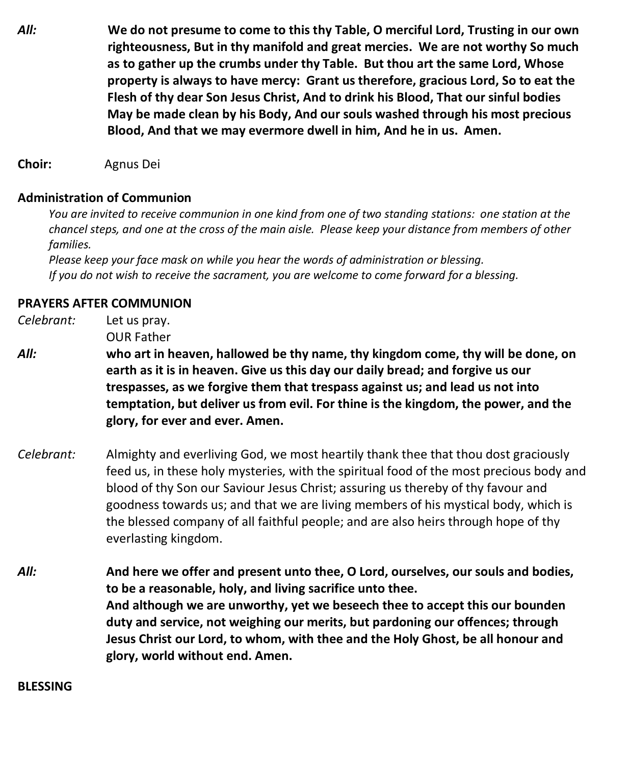*All:* **We do not presume to come to this thy Table, O merciful Lord, Trusting in our own righteousness, But in thy manifold and great mercies. We are not worthy So much as to gather up the crumbs under thy Table. But thou art the same Lord, Whose property is always to have mercy: Grant us therefore, gracious Lord, So to eat the Flesh of thy dear Son Jesus Christ, And to drink his Blood, That our sinful bodies May be made clean by his Body, And our souls washed through his most precious Blood, And that we may evermore dwell in him, And he in us. Amen.**

**Choir:** Agnus Dei

**Administration of Communion**

*You are invited to receive communion in one kind from one of two standing stations: one station at the chancel steps, and one at the cross of the main aisle. Please keep your distance from members of other families.*

*Please keep your face mask on while you hear the words of administration or blessing.*

*If you do not wish to receive the sacrament, you are welcome to come forward for a blessing.*

**PRAYERS AFTER COMMUNION**

*Celebrant:* Let us pray.
OUR Father

*All:* **who art in heaven, hallowed be thy name, thy kingdom come, thy will be done, on earth as it is in heaven. Give us this day our daily bread; and forgive us our trespasses, as we forgive them that trespass against us; and lead us not into temptation, but deliver us from evil. For thine is the kingdom, the power, and the glory, for ever and ever. Amen.**

*Celebrant:* Almighty and everliving God, we most heartily thank thee that thou dost graciously feed us, in these holy mysteries, with the spiritual food of the most precious body and blood of thy Son our Saviour Jesus Christ; assuring us thereby of thy favour and goodness towards us; and that we are living members of his mystical body, which is the blessed company of all faithful people; and are also heirs through hope of thy everlasting kingdom.

*All:* **And here we offer and present unto thee, O Lord, ourselves, our souls and bodies, to be a reasonable, holy, and living sacrifice unto thee.**
**And although we are unworthy, yet we beseech thee to accept this our bounden duty and service, not weighing our merits, but pardoning our offences; through Jesus Christ our Lord, to whom, with thee and the Holy Ghost, be all honour and glory, world without end. Amen.**

**BLESSING**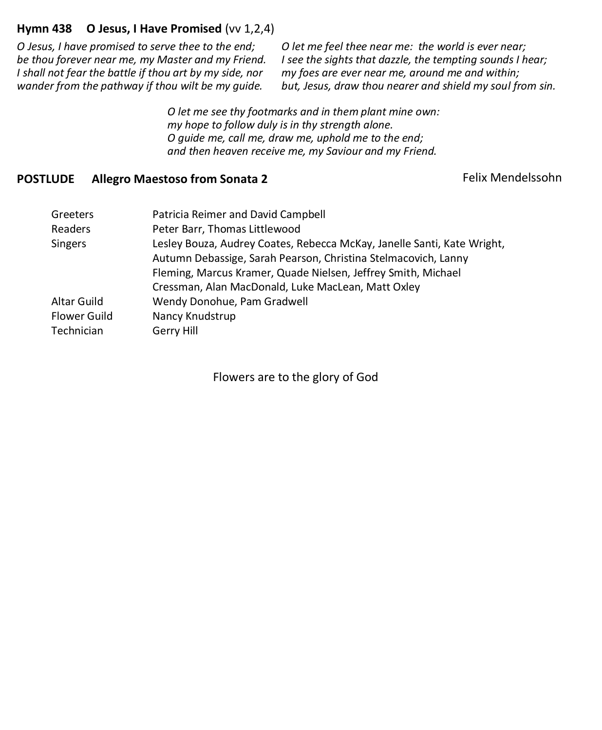**Hymn 438 O Jesus, I Have Promised** (vv 1,2,4)

*O Jesus, I have promised to serve thee to the end;*
*be thou forever near me, my Master and my Friend.*
*I shall not fear the battle if thou art by my side, nor*
*wander from the pathway if thou wilt be my guide.*

*O let me feel thee near me: the world is ever near;*
*I see the sights that dazzle, the tempting sounds I hear;*
*my foes are ever near me, around me and within;*
*but, Jesus, draw thou nearer and shield my soul from sin.*

*O let me see thy footmarks and in them plant mine own:*
*my hope to follow duly is in thy strength alone.*
*O guide me, call me, draw me, uphold me to the end;*
*and then heaven receive me, my Saviour and my Friend.*

**POSTLUDE Allegro Maestoso from Sonata 2** Felix Mendelssohn

| | |
|---|---|
| Greeters | Patricia Reimer and David Campbell |
| Readers | Peter Barr, Thomas Littlewood |
| Singers | Lesley Bouza, Audrey Coates, Rebecca McKay, Janelle Santi, Kate Wright, Autumn Debassige, Sarah Pearson, Christina Stelmacovich, Lanny Fleming, Marcus Kramer, Quade Nielsen, Jeffrey Smith, Michael Cressman, Alan MacDonald, Luke MacLean, Matt Oxley |
| Altar Guild | Wendy Donohue, Pam Gradwell |
| Flower Guild | Nancy Knudstrup |
| Technician | Gerry Hill |

Flowers are to the glory of God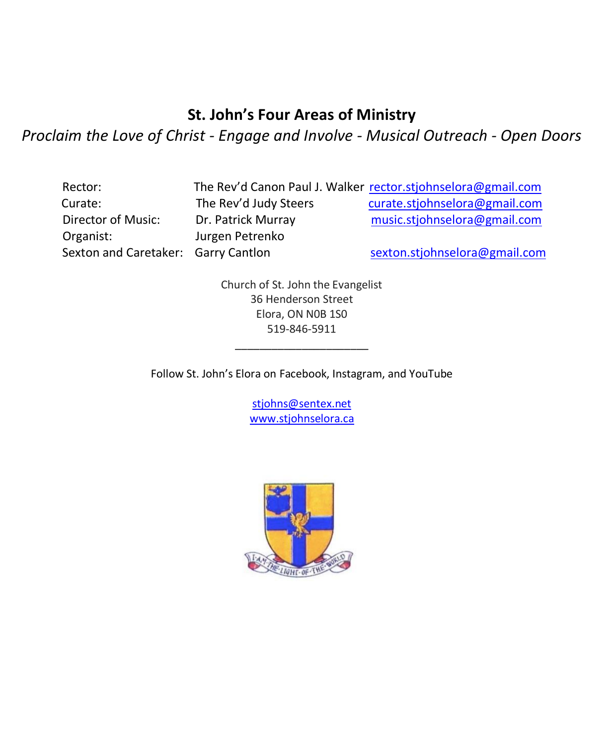## St. John's Four Areas of Ministry

*Proclaim the Love of Christ - Engage and Involve - Musical Outreach - Open Doors*

| | | |
|---|---|---|
| Rector: | The Rev'd Canon Paul J. Walker | rector.stjohnselora@gmail.com |
| Curate: | The Rev'd Judy Steers | curate.stjohnselora@gmail.com |
| Director of Music: | Dr. Patrick Murray | music.stjohnselora@gmail.com |
| Organist: | Jurgen Petrenko | |
| Sexton and Caretaker: | Garry Cantlon | sexton.stjohnselora@gmail.com |

Church of St. John the Evangelist
36 Henderson Street
Elora, ON N0B 1S0
519-846-5911

---

Follow St. John's Elora on Facebook, Instagram, and YouTube

stjohns@sentex.net
www.stjohnselora.ca

I AM THE LIGHT OF THE WORLD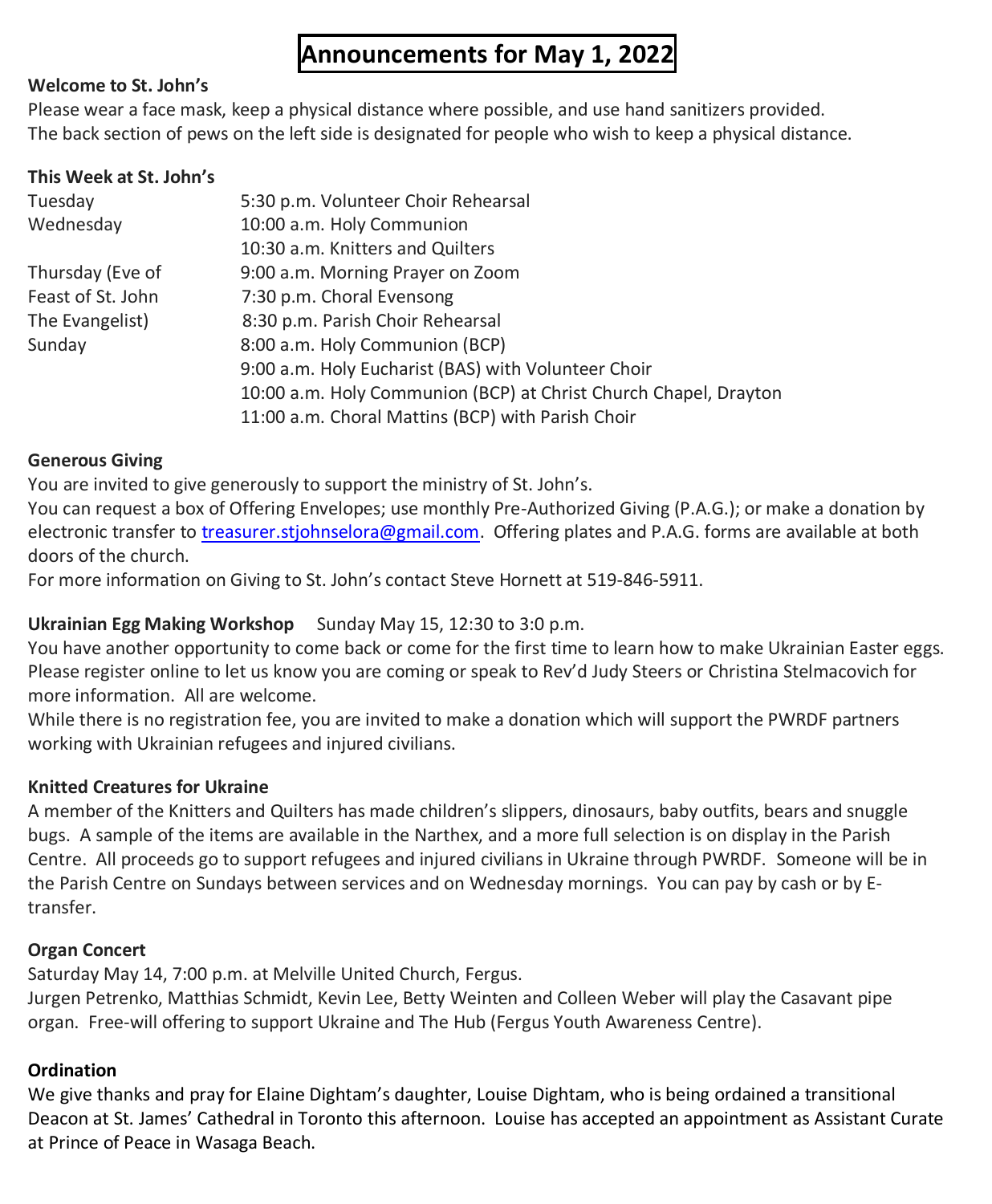# Announcements for May 1, 2022

**Welcome to St. John's**

Please wear a face mask, keep a physical distance where possible, and use hand sanitizers provided.
The back section of pews on the left side is designated for people who wish to keep a physical distance.

**This Week at St. John's**

| | |
|---|---|
| Tuesday | 5:30 p.m. Volunteer Choir Rehearsal |
| Wednesday | 10:00 a.m. Holy Communion |
| | 10:30 a.m. Knitters and Quilters |
| Thursday (Eve of Feast of St. John The Evangelist) | 9:00 a.m. Morning Prayer on Zoom |
| | 7:30 p.m. Choral Evensong |
| | 8:30 p.m. Parish Choir Rehearsal |
| Sunday | 8:00 a.m. Holy Communion (BCP) |
| | 9:00 a.m. Holy Eucharist (BAS) with Volunteer Choir |
| | 10:00 a.m. Holy Communion (BCP) at Christ Church Chapel, Drayton |
| | 11:00 a.m. Choral Mattins (BCP) with Parish Choir |

**Generous Giving**

You are invited to give generously to support the ministry of St. John's.
You can request a box of Offering Envelopes; use monthly Pre-Authorized Giving (P.A.G.); or make a donation by electronic transfer to treasurer.stjohnselora@gmail.com. Offering plates and P.A.G. forms are available at both doors of the church.
For more information on Giving to St. John's contact Steve Hornett at 519-846-5911.

**Ukrainian Egg Making Workshop** Sunday May 15, 12:30 to 3:0 p.m.

You have another opportunity to come back or come for the first time to learn how to make Ukrainian Easter eggs. Please register online to let us know you are coming or speak to Rev'd Judy Steers or Christina Stelmacovich for more information. All are welcome.
While there is no registration fee, you are invited to make a donation which will support the PWRDF partners working with Ukrainian refugees and injured civilians.

**Knitted Creatures for Ukraine**

A member of the Knitters and Quilters has made children's slippers, dinosaurs, baby outfits, bears and snuggle bugs. A sample of the items are available in the Narthex, and a more full selection is on display in the Parish Centre. All proceeds go to support refugees and injured civilians in Ukraine through PWRDF. Someone will be in the Parish Centre on Sundays between services and on Wednesday mornings. You can pay by cash or by E-transfer.

**Organ Concert**

Saturday May 14, 7:00 p.m. at Melville United Church, Fergus.
Jurgen Petrenko, Matthias Schmidt, Kevin Lee, Betty Weinten and Colleen Weber will play the Casavant pipe organ. Free-will offering to support Ukraine and The Hub (Fergus Youth Awareness Centre).

**Ordination**

We give thanks and pray for Elaine Dightam's daughter, Louise Dightam, who is being ordained a transitional Deacon at St. James' Cathedral in Toronto this afternoon. Louise has accepted an appointment as Assistant Curate at Prince of Peace in Wasaga Beach.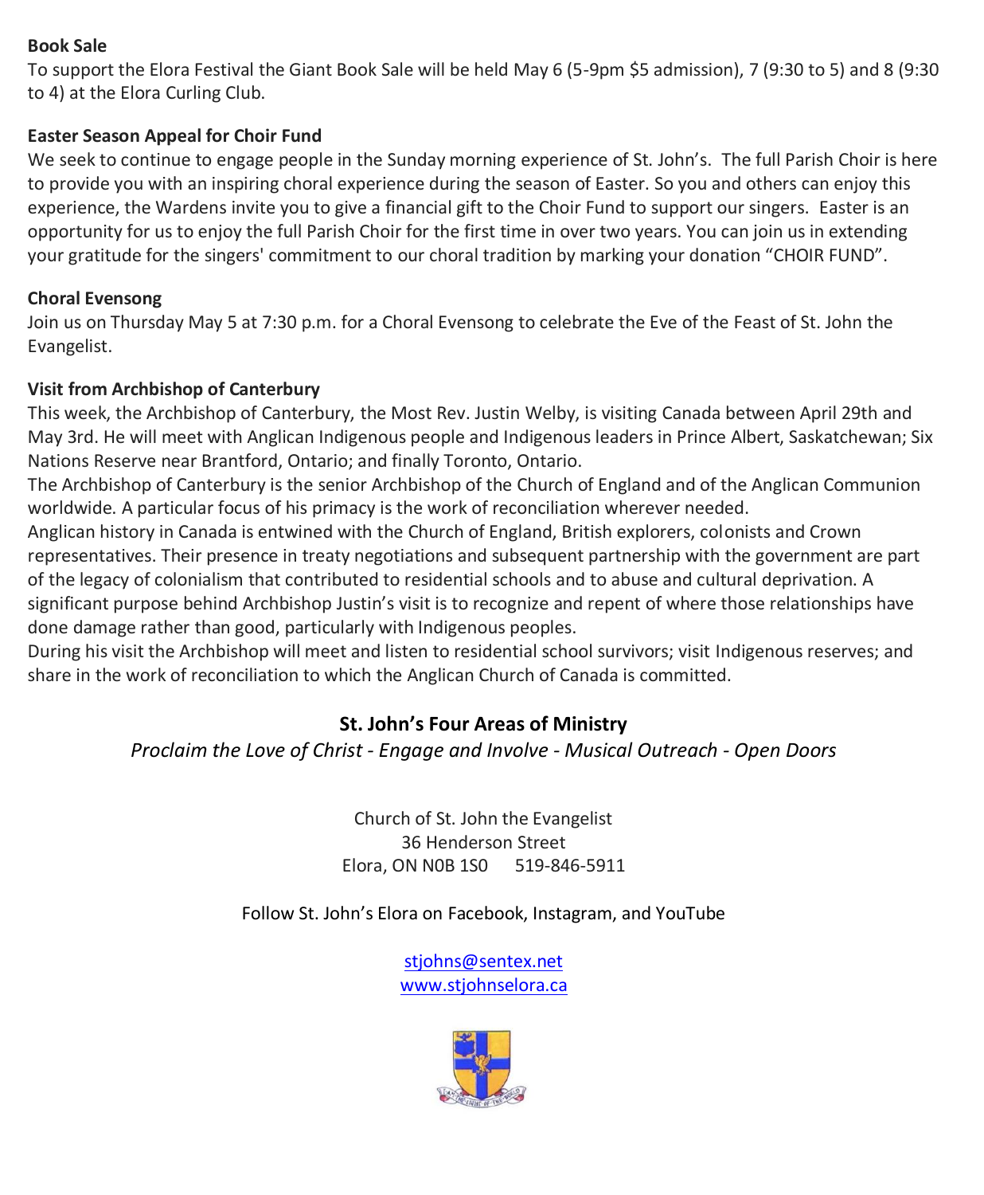**Book Sale**

To support the Elora Festival the Giant Book Sale will be held May 6 (5-9pm $5 admission), 7 (9:30 to 5) and 8 (9:30 to 4) at the Elora Curling Club.

**Easter Season Appeal for Choir Fund**

We seek to continue to engage people in the Sunday morning experience of St. John's. The full Parish Choir is here to provide you with an inspiring choral experience during the season of Easter. So you and others can enjoy this experience, the Wardens invite you to give a financial gift to the Choir Fund to support our singers. Easter is an opportunity for us to enjoy the full Parish Choir for the first time in over two years. You can join us in extending your gratitude for the singers' commitment to our choral tradition by marking your donation "CHOIR FUND".

**Choral Evensong**

Join us on Thursday May 5 at 7:30 p.m. for a Choral Evensong to celebrate the Eve of the Feast of St. John the Evangelist.

**Visit from Archbishop of Canterbury**

This week, the Archbishop of Canterbury, the Most Rev. Justin Welby, is visiting Canada between April 29th and May 3rd. He will meet with Anglican Indigenous people and Indigenous leaders in Prince Albert, Saskatchewan; Six Nations Reserve near Brantford, Ontario; and finally Toronto, Ontario.

The Archbishop of Canterbury is the senior Archbishop of the Church of England and of the Anglican Communion worldwide. A particular focus of his primacy is the work of reconciliation wherever needed.

Anglican history in Canada is entwined with the Church of England, British explorers, colonists and Crown representatives. Their presence in treaty negotiations and subsequent partnership with the government are part of the legacy of colonialism that contributed to residential schools and to abuse and cultural deprivation. A significant purpose behind Archbishop Justin's visit is to recognize and repent of where those relationships have done damage rather than good, particularly with Indigenous peoples.

During his visit the Archbishop will meet and listen to residential school survivors; visit Indigenous reserves; and share in the work of reconciliation to which the Anglican Church of Canada is committed.

### St. John's Four Areas of Ministry

*Proclaim the Love of Christ - Engage and Involve - Musical Outreach - Open Doors*

Church of St. John the Evangelist
36 Henderson Street
Elora, ON N0B 1S0 519-846-5911

Follow St. John's Elora on Facebook, Instagram, and YouTube

stjohns@sentex.net
www.stjohnselora.ca